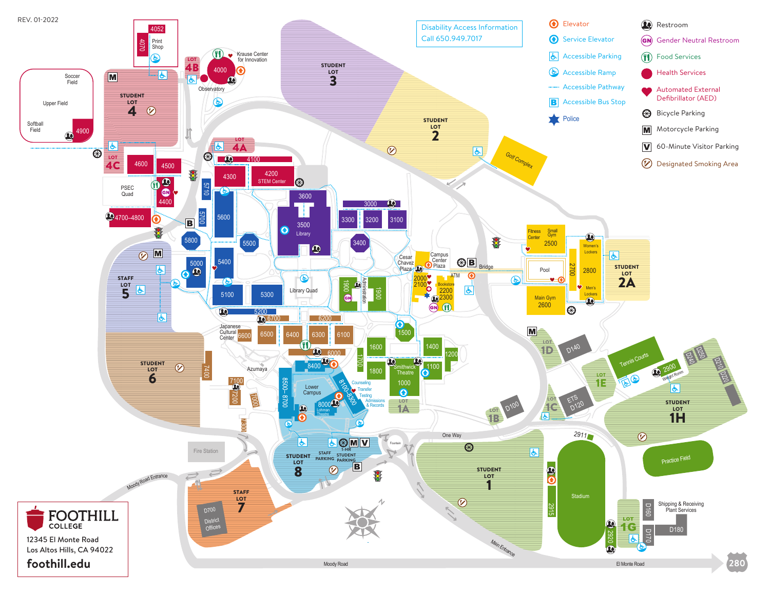REV. 01-2022

**Disability Access Information**
Call 650.949.7017

## Legend

- Elevator
- Service Elevator
- Accessible Parking
- Accessible Ramp
- Accessible Pathway
- Accessible Bus Stop
- Police
- Restroom
- Gender Neutral Restroom
- Food Services
- Health Services
- Automated External Defibrillator (AED)
- Bicycle Parking
- Motorcycle Parking
- 60-Minute Visitor Parking
- Designated Smoking Area

## Map Labels

Soccer Field, Upper Field, Softball Field, 4900

4052, 4070, Print Shop

Lot 4B, 4000, Krause Center for Innovation, Observatory

Student Lot 4, Lot 4C, 4600, 4500, PSEC Quad, 4400, 4700–4800

Lot 4A, 4100, 4300, 4200 STEM Center, 5710, 5700, 5600, 5800, 5500, 5000, 5400, 5100, 5300, 5200

Student Lot 3, Student Lot 2, Golf Complex

3600, 3500 Library, 3000, 3300, 3200, 3100, 3400, Library Quad

Cesar Chavez Plaza, Campus Center Plaza, 2000, 2100, Bookstore, 2200, 2300, ATM, Bridge

1900, Administration, 1900

Fitness Center, Small Gym, 2500, Pool, 2700, 2800, Women's Lockers, Men's Lockers, Main Gym 2600, Student Lot 2A

Staff Lot 5

Japanese Cultural Center, 6600, 6700, 6500, 6400, 6200, 6300, 6100, 6000

1500, 1600, 1400, 1200, 1700, 1800, Smithwick Theatre, 1100, 1000, Lot 1A

Student Lot 6, 7400, Azumaya, 7100, 7200, 7000, 7300

8400, 8500–8700, Lower Campus, 8100–8300, Counseling, Transfer, Testing, Admissions & Records, 8000 Lohman Theatre

Fire Station, Student Lot 8, Staff Parking, 1-HR Student Parking, Fountain

Staff Lot 7, D700 District Offices, Moody Road Entrance

Lot 1D, D140, Lot 1E, Tennis Courts, 2900, Weight Room, D250, D240, D210, D220, Student Lot 1H, Lot 1C, ETS D120, Lot 1B, D100, Practice Field

One Way, Student Lot 1, 2911, Stadium, 2915, Lot 1G, 2920, D160, D170, Shipping & Receiving Plant Services, D180

Main Entrance, Moody Road, El Monte Road, 280

**FOOTHILL COLLEGE**
12345 El Monte Road
Los Altos Hills, CA 94022
**foothill.edu**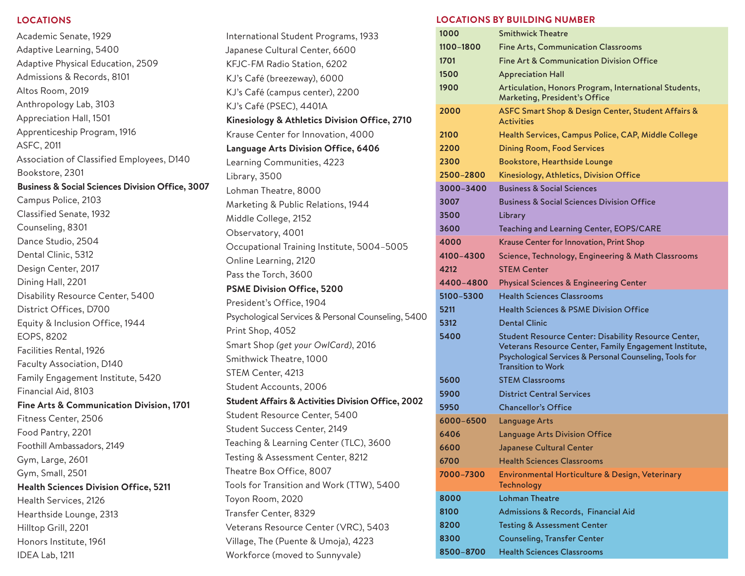## LOCATIONS

Academic Senate, 1929
Adaptive Learning, 5400
Adaptive Physical Education, 2509
Admissions & Records, 8101
Altos Room, 2019
Anthropology Lab, 3103
Appreciation Hall, 1501
Apprenticeship Program, 1916
ASFC, 2011
Association of Classified Employees, D140
Bookstore, 2301
**Business & Social Sciences Division Office, 3007**
Campus Police, 2103
Classified Senate, 1932
Counseling, 8301
Dance Studio, 2504
Dental Clinic, 5312
Design Center, 2017
Dining Hall, 2201
Disability Resource Center, 5400
District Offices, D700
Equity & Inclusion Office, 1944
EOPS, 8202
Facilities Rental, 1926
Faculty Association, D140
Family Engagement Institute, 5420
Financial Aid, 8103
**Fine Arts & Communication Division, 1701**
Fitness Center, 2506
Food Pantry, 2201
Foothill Ambassadors, 2149
Gym, Large, 2601
Gym, Small, 2501
**Health Sciences Division Office, 5211**
Health Services, 2126
Hearthside Lounge, 2313
Hilltop Grill, 2201
Honors Institute, 1961
IDEA Lab, 1211
International Student Programs, 1933
Japanese Cultural Center, 6600
KFJC-FM Radio Station, 6202
KJ's Café (breezeway), 6000
KJ's Café (campus center), 2200
KJ's Café (PSEC), 4401A
**Kinesiology & Athletics Division Office, 2710**
Krause Center for Innovation, 4000
**Language Arts Division Office, 6406**
Learning Communities, 4223
Library, 3500
Lohman Theatre, 8000
Marketing & Public Relations, 1944
Middle College, 2152
Observatory, 4001
Occupational Training Institute, 5004–5005
Online Learning, 2120
Pass the Torch, 3600
**PSME Division Office, 5200**
President's Office, 1904
Psychological Services & Personal Counseling, 5400
Print Shop, 4052
Smart Shop *(get your OwlCard)*, 2016
Smithwick Theatre, 1000
STEM Center, 4213
Student Accounts, 2006
**Student Affairs & Activities Division Office, 2002**
Student Resource Center, 5400
Student Success Center, 2149
Teaching & Learning Center (TLC), 3600
Testing & Assessment Center, 8212
Theatre Box Office, 8007
Tools for Transition and Work (TTW), 5400
Toyon Room, 2020
Transfer Center, 8329
Veterans Resource Center (VRC), 5403
Village, The (Puente & Umoja), 4223
Workforce (moved to Sunnyvale)

## LOCATIONS BY BUILDING NUMBER

| | |
|---|---|
| **1000** | Smithwick Theatre |
| **1100–1800** | Fine Arts, Communication Classrooms |
| **1701** | Fine Art & Communication Division Office |
| **1500** | Appreciation Hall |
| **1900** | Articulation, Honors Program, International Students, Marketing, President's Office |
| **2000** | ASFC Smart Shop & Design Center, Student Affairs & Activities |
| **2100** | Health Services, Campus Police, CAP, Middle College |
| **2200** | Dining Room, Food Services |
| **2300** | Bookstore, Hearthside Lounge |
| **2500–2800** | Kinesiology, Athletics, Division Office |
| **3000–3400** | Business & Social Sciences |
| **3007** | Business & Social Sciences Division Office |
| **3500** | Library |
| **3600** | Teaching and Learning Center, EOPS/CARE |
| **4000** | Krause Center for Innovation, Print Shop |
| **4100–4300** | Science, Technology, Engineering & Math Classrooms |
| **4212** | STEM Center |
| **4400–4800** | Physical Sciences & Engineering Center |
| **5100–5300** | Health Sciences Classrooms |
| **5211** | Health Sciences & PSME Division Office |
| **5312** | Dental Clinic |
| **5400** | Student Resource Center: Disability Resource Center, Veterans Resource Center, Family Engagement Institute, Psychological Services & Personal Counseling, Tools for Transition to Work |
| **5600** | STEM Classrooms |
| **5900** | District Central Services |
| **5950** | Chancellor's Office |
| **6000–6500** | Language Arts |
| **6406** | Language Arts Division Office |
| **6600** | Japanese Cultural Center |
| **6700** | Health Sciences Classrooms |
| **7000–7300** | Environmental Horticulture & Design, Veterinary Technology |
| **8000** | Lohman Theatre |
| **8100** | Admissions & Records, Financial Aid |
| **8200** | Testing & Assessment Center |
| **8300** | Counseling, Transfer Center |
| **8500–8700** | Health Sciences Classrooms |